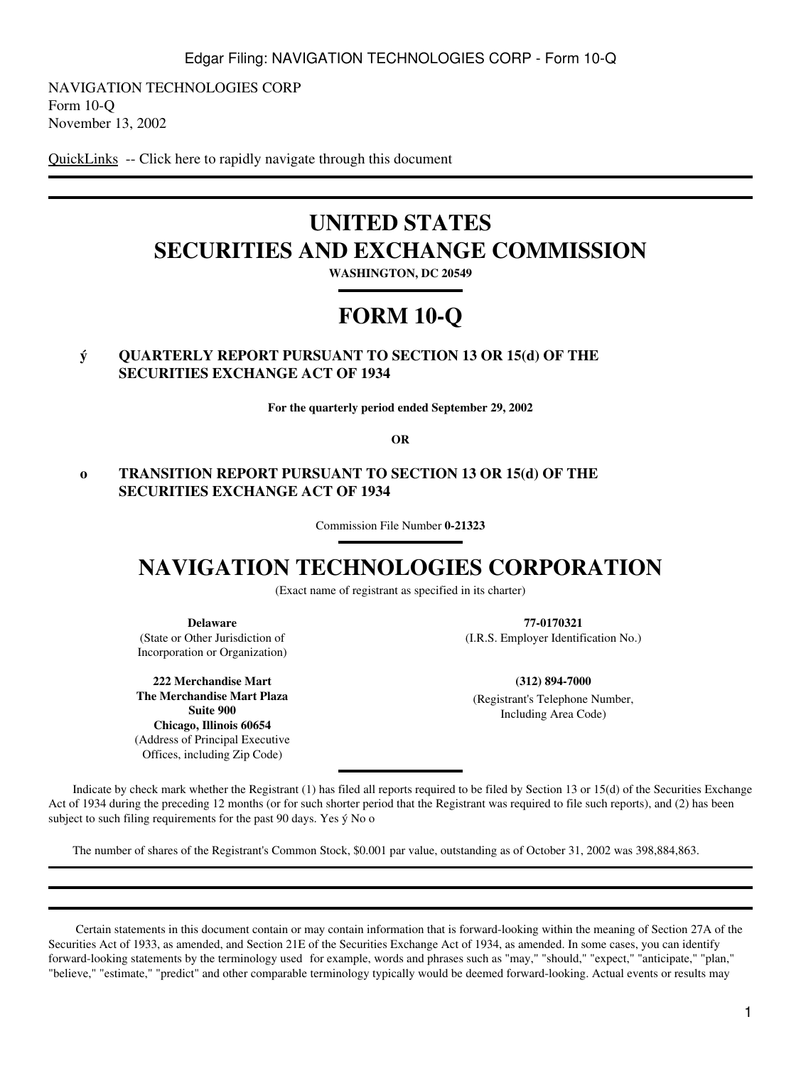NAVIGATION TECHNOLOGIES CORP
Form 10-Q
November 13, 2002

QuickLinks -- Click here to rapidly navigate through this document

---

# UNITED STATES
# SECURITIES AND EXCHANGE COMMISSION

**WASHINGTON, DC 20549**

# FORM 10-Q

ý **QUARTERLY REPORT PURSUANT TO SECTION 13 OR 15(d) OF THE SECURITIES EXCHANGE ACT OF 1934**

**For the quarterly period ended September 29, 2002**

**OR**

o **TRANSITION REPORT PURSUANT TO SECTION 13 OR 15(d) OF THE SECURITIES EXCHANGE ACT OF 1934**

Commission File Number **0-21323**

# NAVIGATION TECHNOLOGIES CORPORATION

(Exact name of registrant as specified in its charter)

**Delaware**
(State or Other Jurisdiction of Incorporation or Organization)

**77-0170321**
(I.R.S. Employer Identification No.)

**222 Merchandise Mart**
**The Merchandise Mart Plaza**
**Suite 900**
**Chicago, Illinois 60654**
(Address of Principal Executive Offices, including Zip Code)

**(312) 894-7000**
(Registrant's Telephone Number, Including Area Code)

Indicate by check mark whether the Registrant (1) has filed all reports required to be filed by Section 13 or 15(d) of the Securities Exchange Act of 1934 during the preceding 12 months (or for such shorter period that the Registrant was required to file such reports), and (2) has been subject to such filing requirements for the past 90 days. Yes ý No o

The number of shares of the Registrant's Common Stock, $0.001 par value, outstanding as of October 31, 2002 was 398,884,863.

---

Certain statements in this document contain or may contain information that is forward-looking within the meaning of Section 27A of the Securities Act of 1933, as amended, and Section 21E of the Securities Exchange Act of 1934, as amended. In some cases, you can identify forward-looking statements by the terminology used for example, words and phrases such as "may," "should," "expect," "anticipate," "plan," "believe," "estimate," "predict" and other comparable terminology typically would be deemed forward-looking. Actual events or results may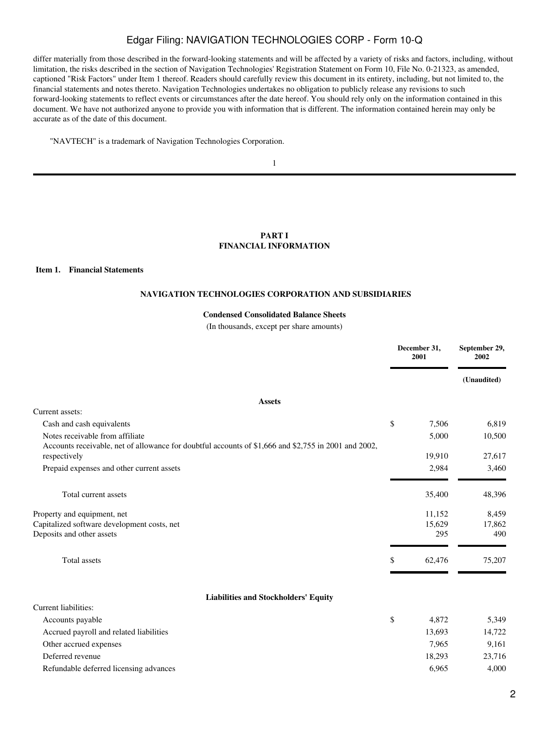differ materially from those described in the forward-looking statements and will be affected by a variety of risks and factors, including, without limitation, the risks described in the section of Navigation Technologies' Registration Statement on Form 10, File No. 0-21323, as amended, captioned "Risk Factors" under Item 1 thereof. Readers should carefully review this document in its entirety, including, but not limited to, the financial statements and notes thereto. Navigation Technologies undertakes no obligation to publicly release any revisions to such forward-looking statements to reflect events or circumstances after the date hereof. You should rely only on the information contained in this document. We have not authorized anyone to provide you with information that is different. The information contained herein may only be accurate as of the date of this document.

"NAVTECH" is a trademark of Navigation Technologies Corporation.

## PART I
## FINANCIAL INFORMATION

**Item 1. Financial Statements**

### NAVIGATION TECHNOLOGIES CORPORATION AND SUBSIDIARIES

**Condensed Consolidated Balance Sheets**

(In thousands, except per share amounts)

| | December 31, 2001 | September 29, 2002 |
|---|---|---|
| | | (Unaudited) |
| **Assets** | | |
| Current assets: | | |
| Cash and cash equivalents | $ 7,506 | 6,819 |
| Notes receivable from affiliate | 5,000 | 10,500 |
| Accounts receivable, net of allowance for doubtful accounts of $1,666 and $2,755 in 2001 and 2002, respectively | 19,910 | 27,617 |
| Prepaid expenses and other current assets | 2,984 | 3,460 |
| Total current assets | 35,400 | 48,396 |
| Property and equipment, net | 11,152 | 8,459 |
| Capitalized software development costs, net | 15,629 | 17,862 |
| Deposits and other assets | 295 | 490 |
| Total assets | $ 62,476 | 75,207 |
| **Liabilities and Stockholders' Equity** | | |
| Current liabilities: | | |
| Accounts payable | $ 4,872 | 5,349 |
| Accrued payroll and related liabilities | 13,693 | 14,722 |
| Other accrued expenses | 7,965 | 9,161 |
| Deferred revenue | 18,293 | 23,716 |
| Refundable deferred licensing advances | 6,965 | 4,000 |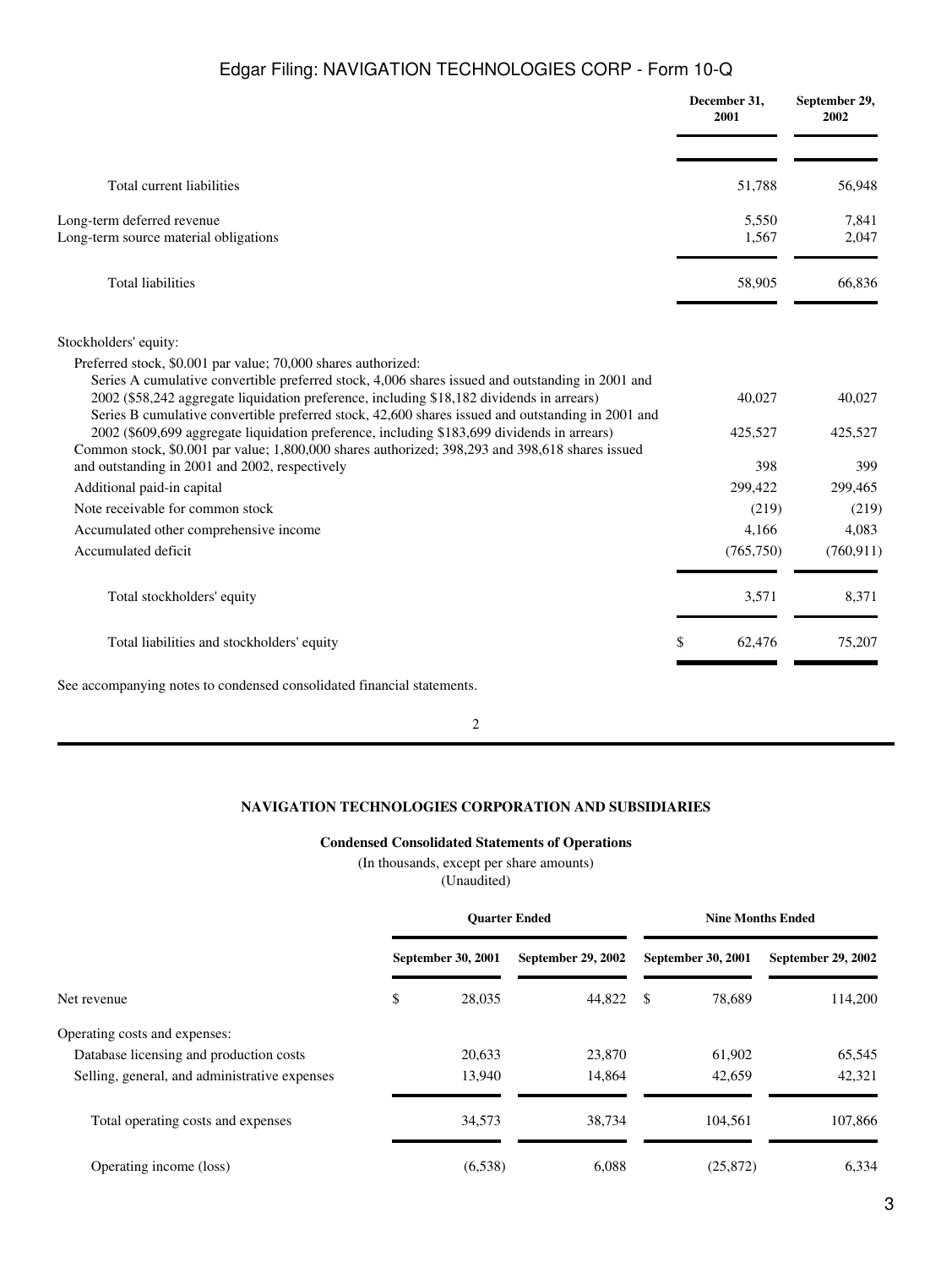| | December 31, 2001 | September 29, 2002 |
|---|---|---|
| Total current liabilities | 51,788 | 56,948 |
| Long-term deferred revenue | 5,550 | 7,841 |
| Long-term source material obligations | 1,567 | 2,047 |
| Total liabilities | 58,905 | 66,836 |
| Stockholders' equity: | | |
| Preferred stock, $0.001 par value; 70,000 shares authorized: | | |
| Series A cumulative convertible preferred stock, 4,006 shares issued and outstanding in 2001 and 2002 ($58,242 aggregate liquidation preference, including $18,182 dividends in arrears) | 40,027 | 40,027 |
| Series B cumulative convertible preferred stock, 42,600 shares issued and outstanding in 2001 and 2002 ($609,699 aggregate liquidation preference, including $183,699 dividends in arrears) | 425,527 | 425,527 |
| Common stock, $0.001 par value; 1,800,000 shares authorized; 398,293 and 398,618 shares issued and outstanding in 2001 and 2002, respectively | 398 | 399 |
| Additional paid-in capital | 299,422 | 299,465 |
| Note receivable for common stock | (219) | (219) |
| Accumulated other comprehensive income | 4,166 | 4,083 |
| Accumulated deficit | (765,750) | (760,911) |
| Total stockholders' equity | 3,571 | 8,371 |
| Total liabilities and stockholders' equity | $ 62,476 | 75,207 |

See accompanying notes to condensed consolidated financial statements.

## NAVIGATION TECHNOLOGIES CORPORATION AND SUBSIDIARIES

### Condensed Consolidated Statements of Operations

(In thousands, except per share amounts)
(Unaudited)

| | Quarter Ended | | Nine Months Ended | |
|---|---|---|---|---|
| | September 30, 2001 | September 29, 2002 | September 30, 2001 | September 29, 2002 |
| Net revenue | $ 28,035 | 44,822 | $ 78,689 | 114,200 |
| Operating costs and expenses: | | | | |
| Database licensing and production costs | 20,633 | 23,870 | 61,902 | 65,545 |
| Selling, general, and administrative expenses | 13,940 | 14,864 | 42,659 | 42,321 |
| Total operating costs and expenses | 34,573 | 38,734 | 104,561 | 107,866 |
| Operating income (loss) | (6,538) | 6,088 | (25,872) | 6,334 |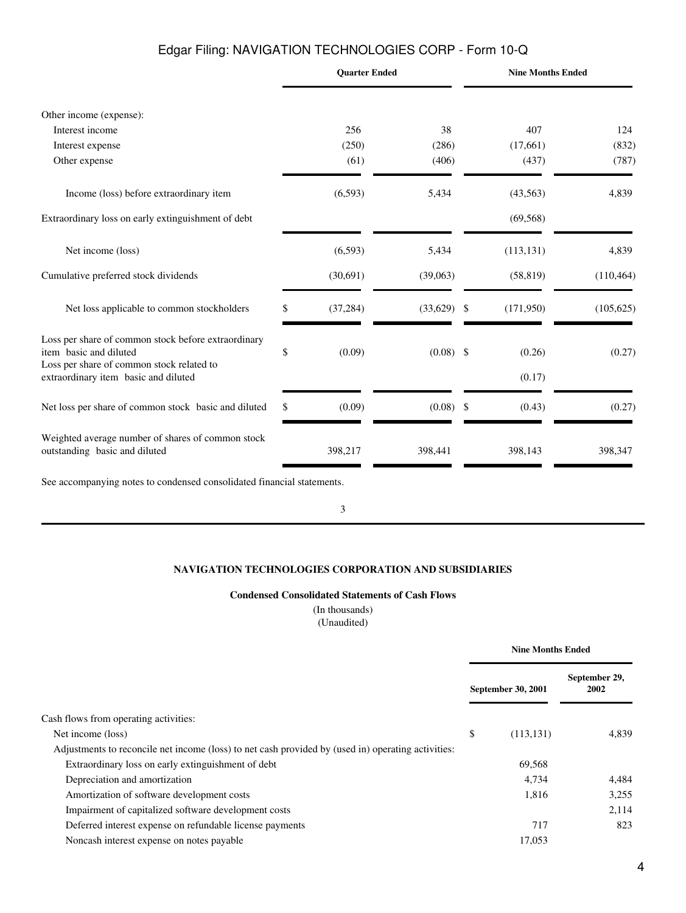| | Quarter Ended | | Nine Months Ended | |
|---|---|---|---|---|
| Other income (expense): | | | | |
| Interest income | 256 | 38 | 407 | 124 |
| Interest expense | (250) | (286) | (17,661) | (832) |
| Other expense | (61) | (406) | (437) | (787) |
| Income (loss) before extraordinary item | (6,593) | 5,434 | (43,563) | 4,839 |
| Extraordinary loss on early extinguishment of debt | | | (69,568) | |
| Net income (loss) | (6,593) | 5,434 | (113,131) | 4,839 |
| Cumulative preferred stock dividends | (30,691) | (39,063) | (58,819) | (110,464) |
| Net loss applicable to common stockholders | $ (37,284) | (33,629) | $ (171,950) | (105,625) |
| Loss per share of common stock before extraordinary item basic and diluted | $ (0.09) | (0.08) | $ (0.26) | (0.27) |
| Loss per share of common stock related to extraordinary item basic and diluted | | | (0.17) | |
| Net loss per share of common stock basic and diluted | $ (0.09) | (0.08) | $ (0.43) | (0.27) |
| Weighted average number of shares of common stock outstanding basic and diluted | 398,217 | 398,441 | 398,143 | 398,347 |

See accompanying notes to condensed consolidated financial statements.

**NAVIGATION TECHNOLOGIES CORPORATION AND SUBSIDIARIES**

**Condensed Consolidated Statements of Cash Flows**

(In thousands)
(Unaudited)

| | Nine Months Ended | |
|---|---|---|
| | September 30, 2001 | September 29, 2002 |
| Cash flows from operating activities: | | |
| Net income (loss) | $ (113,131) | 4,839 |
| Adjustments to reconcile net income (loss) to net cash provided by (used in) operating activities: | | |
| Extraordinary loss on early extinguishment of debt | 69,568 | |
| Depreciation and amortization | 4,734 | 4,484 |
| Amortization of software development costs | 1,816 | 3,255 |
| Impairment of capitalized software development costs | | 2,114 |
| Deferred interest expense on refundable license payments | 717 | 823 |
| Noncash interest expense on notes payable | 17,053 | |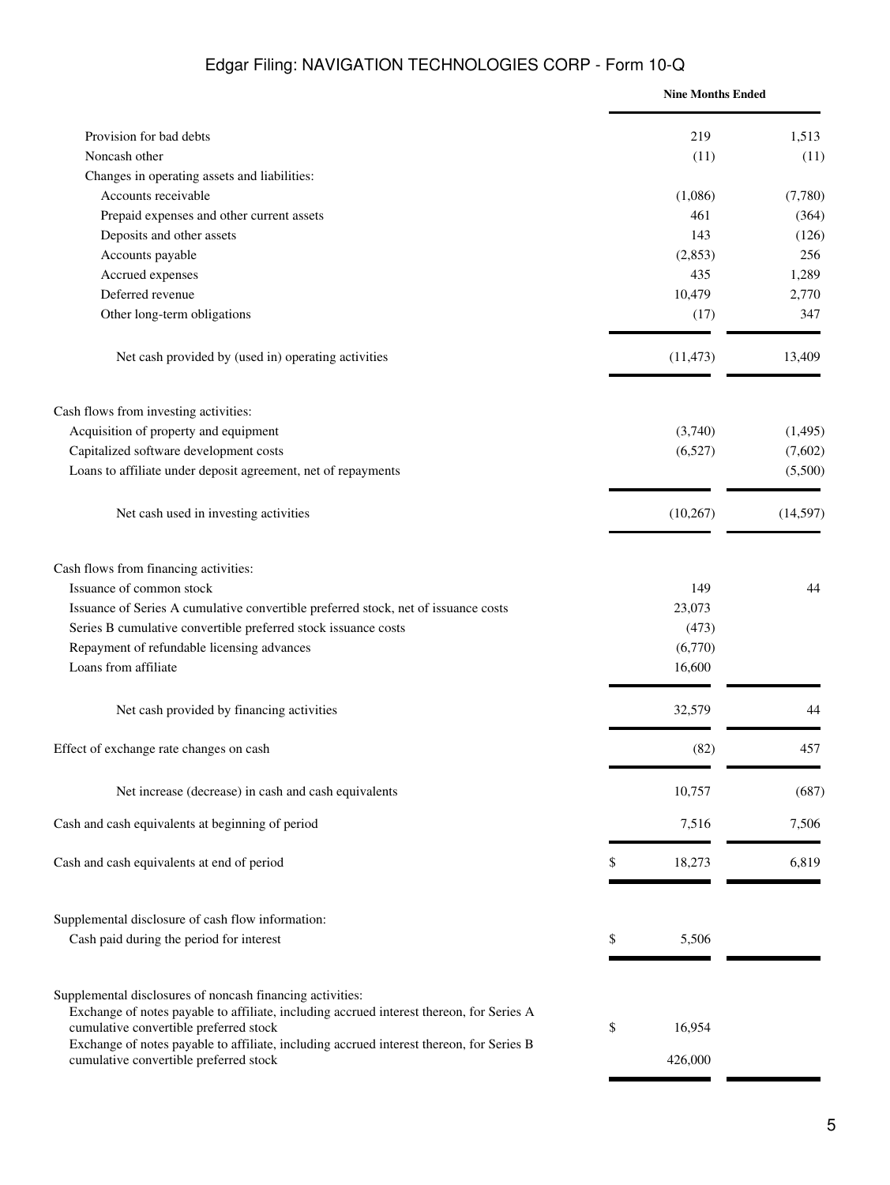| | Nine Months Ended | |
|---|---|---|
| Provision for bad debts | 219 | 1,513 |
| Noncash other | (11) | (11) |
| Changes in operating assets and liabilities: | | |
| Accounts receivable | (1,086) | (7,780) |
| Prepaid expenses and other current assets | 461 | (364) |
| Deposits and other assets | 143 | (126) |
| Accounts payable | (2,853) | 256 |
| Accrued expenses | 435 | 1,289 |
| Deferred revenue | 10,479 | 2,770 |
| Other long-term obligations | (17) | 347 |
| Net cash provided by (used in) operating activities | (11,473) | 13,409 |
| Cash flows from investing activities: | | |
| Acquisition of property and equipment | (3,740) | (1,495) |
| Capitalized software development costs | (6,527) | (7,602) |
| Loans to affiliate under deposit agreement, net of repayments | | (5,500) |
| Net cash used in investing activities | (10,267) | (14,597) |
| Cash flows from financing activities: | | |
| Issuance of common stock | 149 | 44 |
| Issuance of Series A cumulative convertible preferred stock, net of issuance costs | 23,073 | |
| Series B cumulative convertible preferred stock issuance costs | (473) | |
| Repayment of refundable licensing advances | (6,770) | |
| Loans from affiliate | 16,600 | |
| Net cash provided by financing activities | 32,579 | 44 |
| Effect of exchange rate changes on cash | (82) | 457 |
| Net increase (decrease) in cash and cash equivalents | 10,757 | (687) |
| Cash and cash equivalents at beginning of period | 7,516 | 7,506 |
| Cash and cash equivalents at end of period | $ 18,273 | 6,819 |
| Supplemental disclosure of cash flow information: | | |
| Cash paid during the period for interest | $ 5,506 | |
| Supplemental disclosures of noncash financing activities: | | |
| Exchange of notes payable to affiliate, including accrued interest thereon, for Series A cumulative convertible preferred stock | $ 16,954 | |
| Exchange of notes payable to affiliate, including accrued interest thereon, for Series B cumulative convertible preferred stock | 426,000 | |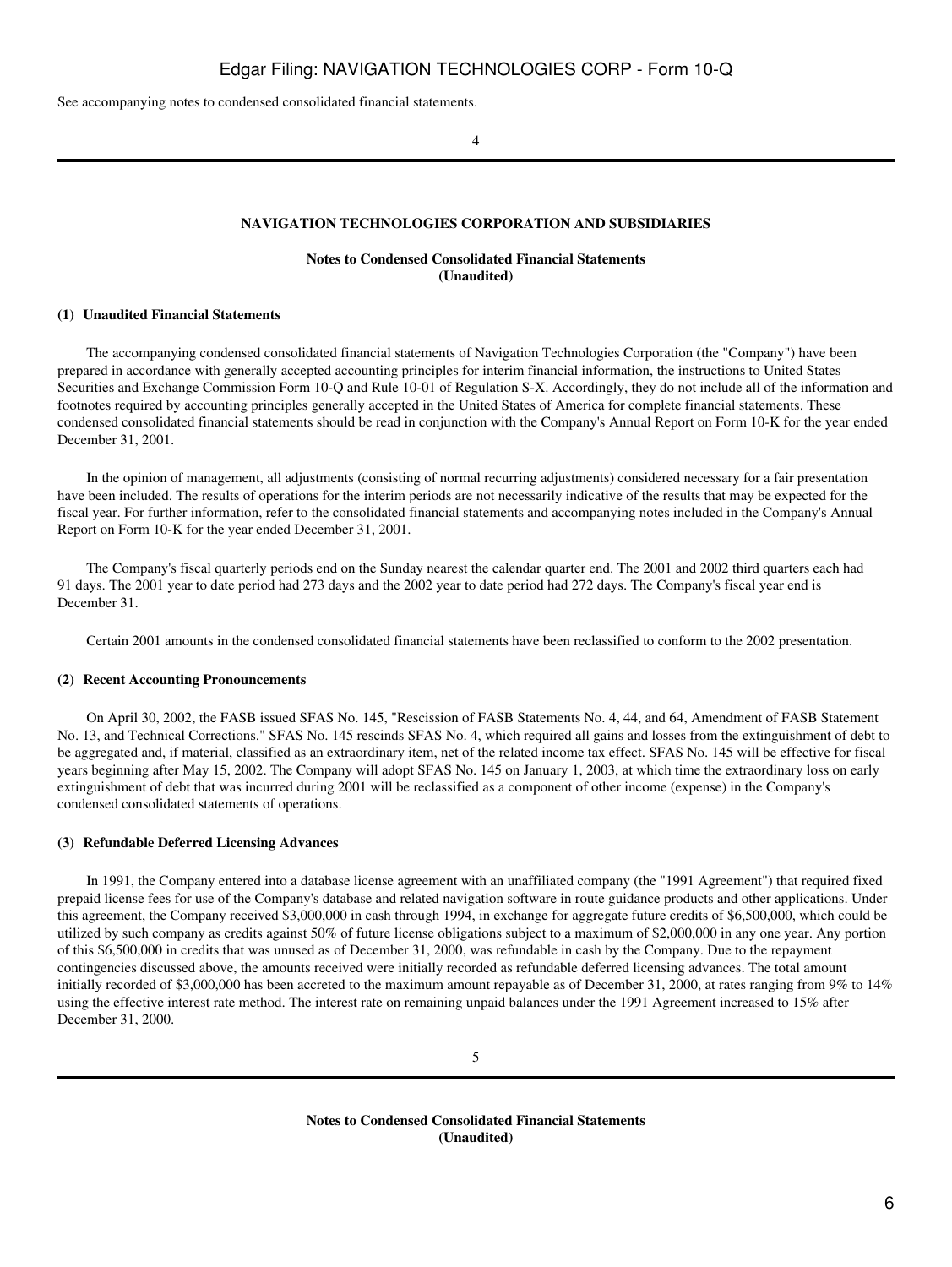See accompanying notes to condensed consolidated financial statements.

## NAVIGATION TECHNOLOGIES CORPORATION AND SUBSIDIARIES

### Notes to Condensed Consolidated Financial Statements (Unaudited)

#### (1) Unaudited Financial Statements

The accompanying condensed consolidated financial statements of Navigation Technologies Corporation (the "Company") have been prepared in accordance with generally accepted accounting principles for interim financial information, the instructions to United States Securities and Exchange Commission Form 10-Q and Rule 10-01 of Regulation S-X. Accordingly, they do not include all of the information and footnotes required by accounting principles generally accepted in the United States of America for complete financial statements. These condensed consolidated financial statements should be read in conjunction with the Company's Annual Report on Form 10-K for the year ended December 31, 2001.

In the opinion of management, all adjustments (consisting of normal recurring adjustments) considered necessary for a fair presentation have been included. The results of operations for the interim periods are not necessarily indicative of the results that may be expected for the fiscal year. For further information, refer to the consolidated financial statements and accompanying notes included in the Company's Annual Report on Form 10-K for the year ended December 31, 2001.

The Company's fiscal quarterly periods end on the Sunday nearest the calendar quarter end. The 2001 and 2002 third quarters each had 91 days. The 2001 year to date period had 273 days and the 2002 year to date period had 272 days. The Company's fiscal year end is December 31.

Certain 2001 amounts in the condensed consolidated financial statements have been reclassified to conform to the 2002 presentation.

#### (2) Recent Accounting Pronouncements

On April 30, 2002, the FASB issued SFAS No. 145, "Rescission of FASB Statements No. 4, 44, and 64, Amendment of FASB Statement No. 13, and Technical Corrections." SFAS No. 145 rescinds SFAS No. 4, which required all gains and losses from the extinguishment of debt to be aggregated and, if material, classified as an extraordinary item, net of the related income tax effect. SFAS No. 145 will be effective for fiscal years beginning after May 15, 2002. The Company will adopt SFAS No. 145 on January 1, 2003, at which time the extraordinary loss on early extinguishment of debt that was incurred during 2001 will be reclassified as a component of other income (expense) in the Company's condensed consolidated statements of operations.

#### (3) Refundable Deferred Licensing Advances

In 1991, the Company entered into a database license agreement with an unaffiliated company (the "1991 Agreement") that required fixed prepaid license fees for use of the Company's database and related navigation software in route guidance products and other applications. Under this agreement, the Company received $3,000,000 in cash through 1994, in exchange for aggregate future credits of $6,500,000, which could be utilized by such company as credits against 50% of future license obligations subject to a maximum of $2,000,000 in any one year. Any portion of this $6,500,000 in credits that was unused as of December 31, 2000, was refundable in cash by the Company. Due to the repayment contingencies discussed above, the amounts received were initially recorded as refundable deferred licensing advances. The total amount initially recorded of $3,000,000 has been accreted to the maximum amount repayable as of December 31, 2000, at rates ranging from 9% to 14% using the effective interest rate method. The interest rate on remaining unpaid balances under the 1991 Agreement increased to 15% after December 31, 2000.

### Notes to Condensed Consolidated Financial Statements (Unaudited)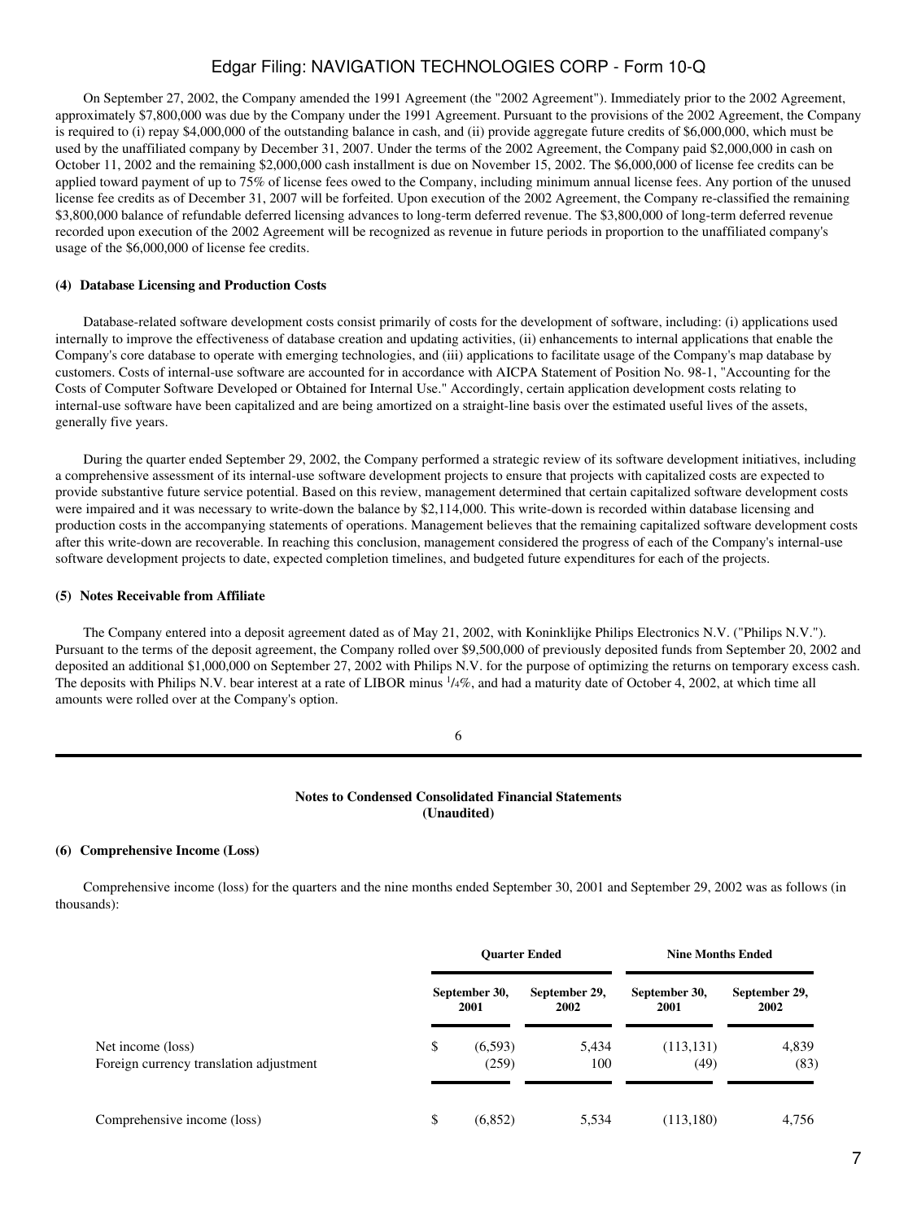On September 27, 2002, the Company amended the 1991 Agreement (the "2002 Agreement"). Immediately prior to the 2002 Agreement, approximately $7,800,000 was due by the Company under the 1991 Agreement. Pursuant to the provisions of the 2002 Agreement, the Company is required to (i) repay $4,000,000 of the outstanding balance in cash, and (ii) provide aggregate future credits of $6,000,000, which must be used by the unaffiliated company by December 31, 2007. Under the terms of the 2002 Agreement, the Company paid $2,000,000 in cash on October 11, 2002 and the remaining $2,000,000 cash installment is due on November 15, 2002. The $6,000,000 of license fee credits can be applied toward payment of up to 75% of license fees owed to the Company, including minimum annual license fees. Any portion of the unused license fee credits as of December 31, 2007 will be forfeited. Upon execution of the 2002 Agreement, the Company re-classified the remaining $3,800,000 balance of refundable deferred licensing advances to long-term deferred revenue. The $3,800,000 of long-term deferred revenue recorded upon execution of the 2002 Agreement will be recognized as revenue in future periods in proportion to the unaffiliated company's usage of the $6,000,000 of license fee credits.

**(4) Database Licensing and Production Costs**

Database-related software development costs consist primarily of costs for the development of software, including: (i) applications used internally to improve the effectiveness of database creation and updating activities, (ii) enhancements to internal applications that enable the Company's core database to operate with emerging technologies, and (iii) applications to facilitate usage of the Company's map database by customers. Costs of internal-use software are accounted for in accordance with AICPA Statement of Position No. 98-1, "Accounting for the Costs of Computer Software Developed or Obtained for Internal Use." Accordingly, certain application development costs relating to internal-use software have been capitalized and are being amortized on a straight-line basis over the estimated useful lives of the assets, generally five years.

During the quarter ended September 29, 2002, the Company performed a strategic review of its software development initiatives, including a comprehensive assessment of its internal-use software development projects to ensure that projects with capitalized costs are expected to provide substantive future service potential. Based on this review, management determined that certain capitalized software development costs were impaired and it was necessary to write-down the balance by $2,114,000. This write-down is recorded within database licensing and production costs in the accompanying statements of operations. Management believes that the remaining capitalized software development costs after this write-down are recoverable. In reaching this conclusion, management considered the progress of each of the Company's internal-use software development projects to date, expected completion timelines, and budgeted future expenditures for each of the projects.

**(5) Notes Receivable from Affiliate**

The Company entered into a deposit agreement dated as of May 21, 2002, with Koninklijke Philips Electronics N.V. ("Philips N.V."). Pursuant to the terms of the deposit agreement, the Company rolled over $9,500,000 of previously deposited funds from September 20, 2002 and deposited an additional $1,000,000 on September 27, 2002 with Philips N.V. for the purpose of optimizing the returns on temporary excess cash. The deposits with Philips N.V. bear interest at a rate of LIBOR minus 1/4%, and had a maturity date of October 4, 2002, at which time all amounts were rolled over at the Company's option.

**Notes to Condensed Consolidated Financial Statements**
**(Unaudited)**

**(6) Comprehensive Income (Loss)**

Comprehensive income (loss) for the quarters and the nine months ended September 30, 2001 and September 29, 2002 was as follows (in thousands):

| | Quarter Ended | | Nine Months Ended | |
|---|---|---|---|---|
| | September 30, 2001 | September 29, 2002 | September 30, 2001 | September 29, 2002 |
| Net income (loss) | $ (6,593) | 5,434 | (113,131) | 4,839 |
| Foreign currency translation adjustment | (259) | 100 | (49) | (83) |
| Comprehensive income (loss) | $ (6,852) | 5,534 | (113,180) | 4,756 |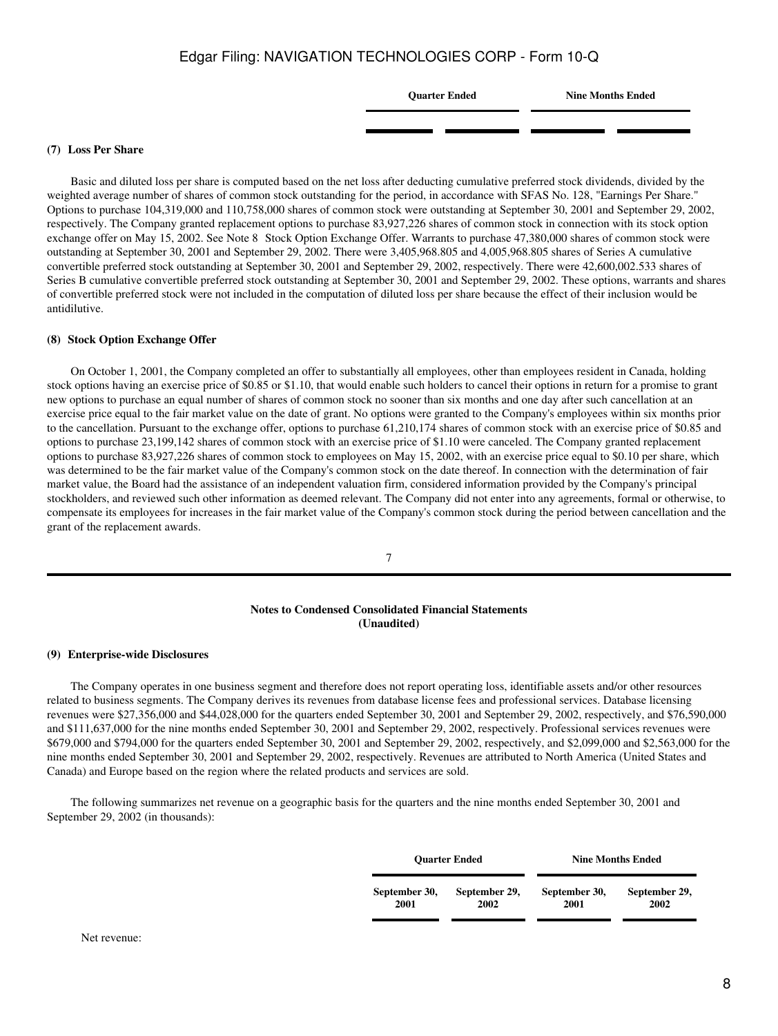| | Quarter Ended | | Nine Months Ended | |
|---|---|---|---|---|
| | | | | |

**(7) Loss Per Share**

Basic and diluted loss per share is computed based on the net loss after deducting cumulative preferred stock dividends, divided by the weighted average number of shares of common stock outstanding for the period, in accordance with SFAS No. 128, "Earnings Per Share." Options to purchase 104,319,000 and 110,758,000 shares of common stock were outstanding at September 30, 2001 and September 29, 2002, respectively. The Company granted replacement options to purchase 83,927,226 shares of common stock in connection with its stock option exchange offer on May 15, 2002. See Note 8 Stock Option Exchange Offer. Warrants to purchase 47,380,000 shares of common stock were outstanding at September 30, 2001 and September 29, 2002. There were 3,405,968.805 and 4,005,968.805 shares of Series A cumulative convertible preferred stock outstanding at September 30, 2001 and September 29, 2002, respectively. There were 42,600,002.533 shares of Series B cumulative convertible preferred stock outstanding at September 30, 2001 and September 29, 2002. These options, warrants and shares of convertible preferred stock were not included in the computation of diluted loss per share because the effect of their inclusion would be antidilutive.

**(8) Stock Option Exchange Offer**

On October 1, 2001, the Company completed an offer to substantially all employees, other than employees resident in Canada, holding stock options having an exercise price of $0.85 or $1.10, that would enable such holders to cancel their options in return for a promise to grant new options to purchase an equal number of shares of common stock no sooner than six months and one day after such cancellation at an exercise price equal to the fair market value on the date of grant. No options were granted to the Company's employees within six months prior to the cancellation. Pursuant to the exchange offer, options to purchase 61,210,174 shares of common stock with an exercise price of $0.85 and options to purchase 23,199,142 shares of common stock with an exercise price of $1.10 were canceled. The Company granted replacement options to purchase 83,927,226 shares of common stock to employees on May 15, 2002, with an exercise price equal to $0.10 per share, which was determined to be the fair market value of the Company's common stock on the date thereof. In connection with the determination of fair market value, the Board had the assistance of an independent valuation firm, considered information provided by the Company's principal stockholders, and reviewed such other information as deemed relevant. The Company did not enter into any agreements, formal or otherwise, to compensate its employees for increases in the fair market value of the Company's common stock during the period between cancellation and the grant of the replacement awards.

**Notes to Condensed Consolidated Financial Statements**
**(Unaudited)**

**(9) Enterprise-wide Disclosures**

The Company operates in one business segment and therefore does not report operating loss, identifiable assets and/or other resources related to business segments. The Company derives its revenues from database license fees and professional services. Database licensing revenues were $27,356,000 and $44,028,000 for the quarters ended September 30, 2001 and September 29, 2002, respectively, and $76,590,000 and $111,637,000 for the nine months ended September 30, 2001 and September 29, 2002, respectively. Professional services revenues were $679,000 and $794,000 for the quarters ended September 30, 2001 and September 29, 2002, respectively, and $2,099,000 and $2,563,000 for the nine months ended September 30, 2001 and September 29, 2002, respectively. Revenues are attributed to North America (United States and Canada) and Europe based on the region where the related products and services are sold.

The following summarizes net revenue on a geographic basis for the quarters and the nine months ended September 30, 2001 and September 29, 2002 (in thousands):

| | Quarter Ended | | Nine Months Ended | |
|---|---|---|---|---|
| | September 30, 2001 | September 29, 2002 | September 30, 2001 | September 29, 2002 |
| Net revenue: | | | | |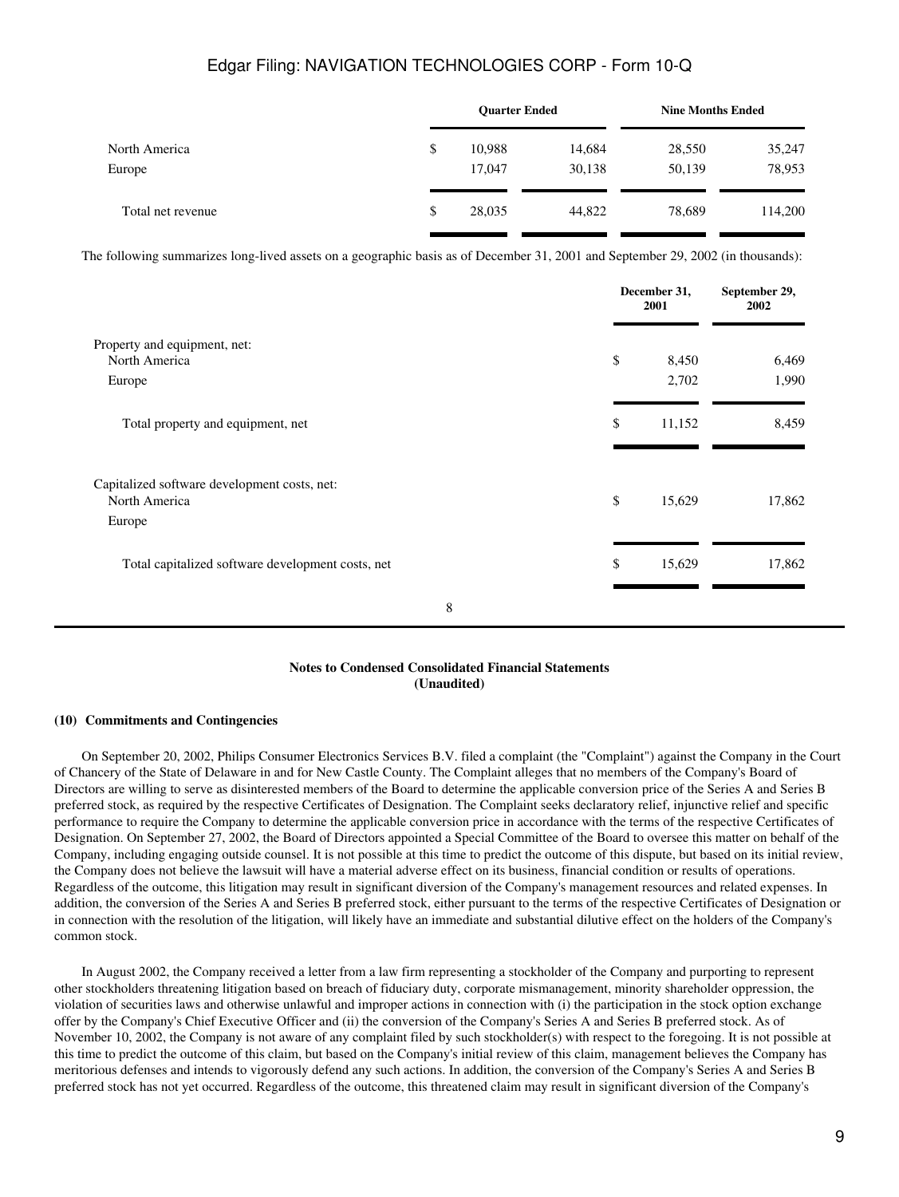| | Quarter Ended | | Nine Months Ended | |
|---|---|---|---|---|
| North America | $ 10,988 | 14,684 | 28,550 | 35,247 |
| Europe | 17,047 | 30,138 | 50,139 | 78,953 |
| Total net revenue | $ 28,035 | 44,822 | 78,689 | 114,200 |

The following summarizes long-lived assets on a geographic basis as of December 31, 2001 and September 29, 2002 (in thousands):

| | December 31, 2001 | September 29, 2002 |
|---|---|---|
| Property and equipment, net: | | |
| North America | $ 8,450 | 6,469 |
| Europe | 2,702 | 1,990 |
| Total property and equipment, net | $ 11,152 | 8,459 |
| Capitalized software development costs, net: | | |
| North America | $ 15,629 | 17,862 |
| Europe | | |
| Total capitalized software development costs, net | $ 15,629 | 17,862 |

**Notes to Condensed Consolidated Financial Statements**
**(Unaudited)**

**(10) Commitments and Contingencies**

On September 20, 2002, Philips Consumer Electronics Services B.V. filed a complaint (the "Complaint") against the Company in the Court of Chancery of the State of Delaware in and for New Castle County. The Complaint alleges that no members of the Company's Board of Directors are willing to serve as disinterested members of the Board to determine the applicable conversion price of the Series A and Series B preferred stock, as required by the respective Certificates of Designation. The Complaint seeks declaratory relief, injunctive relief and specific performance to require the Company to determine the applicable conversion price in accordance with the terms of the respective Certificates of Designation. On September 27, 2002, the Board of Directors appointed a Special Committee of the Board to oversee this matter on behalf of the Company, including engaging outside counsel. It is not possible at this time to predict the outcome of this dispute, but based on its initial review, the Company does not believe the lawsuit will have a material adverse effect on its business, financial condition or results of operations. Regardless of the outcome, this litigation may result in significant diversion of the Company's management resources and related expenses. In addition, the conversion of the Series A and Series B preferred stock, either pursuant to the terms of the respective Certificates of Designation or in connection with the resolution of the litigation, will likely have an immediate and substantial dilutive effect on the holders of the Company's common stock.

In August 2002, the Company received a letter from a law firm representing a stockholder of the Company and purporting to represent other stockholders threatening litigation based on breach of fiduciary duty, corporate mismanagement, minority shareholder oppression, the violation of securities laws and otherwise unlawful and improper actions in connection with (i) the participation in the stock option exchange offer by the Company's Chief Executive Officer and (ii) the conversion of the Company's Series A and Series B preferred stock. As of November 10, 2002, the Company is not aware of any complaint filed by such stockholder(s) with respect to the foregoing. It is not possible at this time to predict the outcome of this claim, but based on the Company's initial review of this claim, management believes the Company has meritorious defenses and intends to vigorously defend any such actions. In addition, the conversion of the Company's Series A and Series B preferred stock has not yet occurred. Regardless of the outcome, this threatened claim may result in significant diversion of the Company's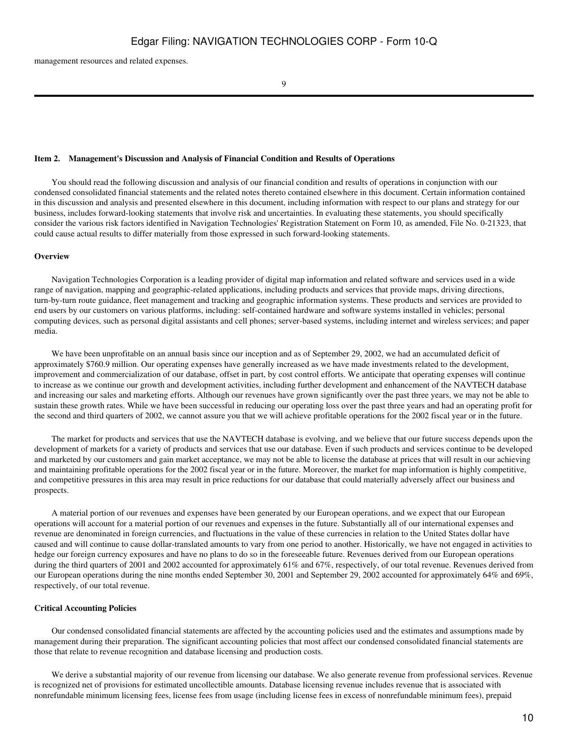management resources and related expenses.

**Item 2. Management's Discussion and Analysis of Financial Condition and Results of Operations**

You should read the following discussion and analysis of our financial condition and results of operations in conjunction with our condensed consolidated financial statements and the related notes thereto contained elsewhere in this document. Certain information contained in this discussion and analysis and presented elsewhere in this document, including information with respect to our plans and strategy for our business, includes forward-looking statements that involve risk and uncertainties. In evaluating these statements, you should specifically consider the various risk factors identified in Navigation Technologies' Registration Statement on Form 10, as amended, File No. 0-21323, that could cause actual results to differ materially from those expressed in such forward-looking statements.

**Overview**

Navigation Technologies Corporation is a leading provider of digital map information and related software and services used in a wide range of navigation, mapping and geographic-related applications, including products and services that provide maps, driving directions, turn-by-turn route guidance, fleet management and tracking and geographic information systems. These products and services are provided to end users by our customers on various platforms, including: self-contained hardware and software systems installed in vehicles; personal computing devices, such as personal digital assistants and cell phones; server-based systems, including internet and wireless services; and paper media.

We have been unprofitable on an annual basis since our inception and as of September 29, 2002, we had an accumulated deficit of approximately $760.9 million. Our operating expenses have generally increased as we have made investments related to the development, improvement and commercialization of our database, offset in part, by cost control efforts. We anticipate that operating expenses will continue to increase as we continue our growth and development activities, including further development and enhancement of the NAVTECH database and increasing our sales and marketing efforts. Although our revenues have grown significantly over the past three years, we may not be able to sustain these growth rates. While we have been successful in reducing our operating loss over the past three years and had an operating profit for the second and third quarters of 2002, we cannot assure you that we will achieve profitable operations for the 2002 fiscal year or in the future.

The market for products and services that use the NAVTECH database is evolving, and we believe that our future success depends upon the development of markets for a variety of products and services that use our database. Even if such products and services continue to be developed and marketed by our customers and gain market acceptance, we may not be able to license the database at prices that will result in our achieving and maintaining profitable operations for the 2002 fiscal year or in the future. Moreover, the market for map information is highly competitive, and competitive pressures in this area may result in price reductions for our database that could materially adversely affect our business and prospects.

A material portion of our revenues and expenses have been generated by our European operations, and we expect that our European operations will account for a material portion of our revenues and expenses in the future. Substantially all of our international expenses and revenue are denominated in foreign currencies, and fluctuations in the value of these currencies in relation to the United States dollar have caused and will continue to cause dollar-translated amounts to vary from one period to another. Historically, we have not engaged in activities to hedge our foreign currency exposures and have no plans to do so in the foreseeable future. Revenues derived from our European operations during the third quarters of 2001 and 2002 accounted for approximately 61% and 67%, respectively, of our total revenue. Revenues derived from our European operations during the nine months ended September 30, 2001 and September 29, 2002 accounted for approximately 64% and 69%, respectively, of our total revenue.

**Critical Accounting Policies**

Our condensed consolidated financial statements are affected by the accounting policies used and the estimates and assumptions made by management during their preparation. The significant accounting policies that most affect our condensed consolidated financial statements are those that relate to revenue recognition and database licensing and production costs.

We derive a substantial majority of our revenue from licensing our database. We also generate revenue from professional services. Revenue is recognized net of provisions for estimated uncollectible amounts. Database licensing revenue includes revenue that is associated with nonrefundable minimum licensing fees, license fees from usage (including license fees in excess of nonrefundable minimum fees), prepaid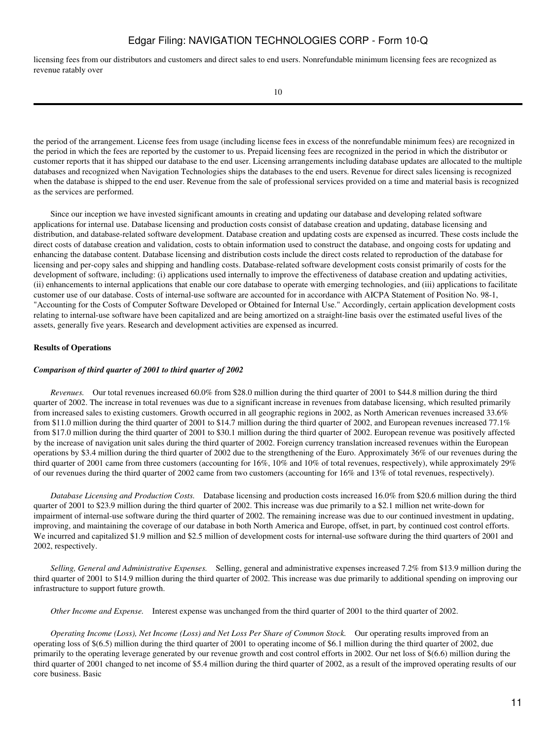licensing fees from our distributors and customers and direct sales to end users. Nonrefundable minimum licensing fees are recognized as revenue ratably over

the period of the arrangement. License fees from usage (including license fees in excess of the nonrefundable minimum fees) are recognized in the period in which the fees are reported by the customer to us. Prepaid licensing fees are recognized in the period in which the distributor or customer reports that it has shipped our database to the end user. Licensing arrangements including database updates are allocated to the multiple databases and recognized when Navigation Technologies ships the databases to the end users. Revenue for direct sales licensing is recognized when the database is shipped to the end user. Revenue from the sale of professional services provided on a time and material basis is recognized as the services are performed.

Since our inception we have invested significant amounts in creating and updating our database and developing related software applications for internal use. Database licensing and production costs consist of database creation and updating, database licensing and distribution, and database-related software development. Database creation and updating costs are expensed as incurred. These costs include the direct costs of database creation and validation, costs to obtain information used to construct the database, and ongoing costs for updating and enhancing the database content. Database licensing and distribution costs include the direct costs related to reproduction of the database for licensing and per-copy sales and shipping and handling costs. Database-related software development costs consist primarily of costs for the development of software, including: (i) applications used internally to improve the effectiveness of database creation and updating activities, (ii) enhancements to internal applications that enable our core database to operate with emerging technologies, and (iii) applications to facilitate customer use of our database. Costs of internal-use software are accounted for in accordance with AICPA Statement of Position No. 98-1, "Accounting for the Costs of Computer Software Developed or Obtained for Internal Use." Accordingly, certain application development costs relating to internal-use software have been capitalized and are being amortized on a straight-line basis over the estimated useful lives of the assets, generally five years. Research and development activities are expensed as incurred.

**Results of Operations**

***Comparison of third quarter of 2001 to third quarter of 2002***

*Revenues.* Our total revenues increased 60.0% from $28.0 million during the third quarter of 2001 to $44.8 million during the third quarter of 2002. The increase in total revenues was due to a significant increase in revenues from database licensing, which resulted primarily from increased sales to existing customers. Growth occurred in all geographic regions in 2002, as North American revenues increased 33.6% from $11.0 million during the third quarter of 2001 to $14.7 million during the third quarter of 2002, and European revenues increased 77.1% from $17.0 million during the third quarter of 2001 to $30.1 million during the third quarter of 2002. European revenue was positively affected by the increase of navigation unit sales during the third quarter of 2002. Foreign currency translation increased revenues within the European operations by $3.4 million during the third quarter of 2002 due to the strengthening of the Euro. Approximately 36% of our revenues during the third quarter of 2001 came from three customers (accounting for 16%, 10% and 10% of total revenues, respectively), while approximately 29% of our revenues during the third quarter of 2002 came from two customers (accounting for 16% and 13% of total revenues, respectively).

*Database Licensing and Production Costs.* Database licensing and production costs increased 16.0% from $20.6 million during the third quarter of 2001 to $23.9 million during the third quarter of 2002. This increase was due primarily to a $2.1 million net write-down for impairment of internal-use software during the third quarter of 2002. The remaining increase was due to our continued investment in updating, improving, and maintaining the coverage of our database in both North America and Europe, offset, in part, by continued cost control efforts. We incurred and capitalized $1.9 million and $2.5 million of development costs for internal-use software during the third quarters of 2001 and 2002, respectively.

*Selling, General and Administrative Expenses.* Selling, general and administrative expenses increased 7.2% from $13.9 million during the third quarter of 2001 to $14.9 million during the third quarter of 2002. This increase was due primarily to additional spending on improving our infrastructure to support future growth.

*Other Income and Expense.* Interest expense was unchanged from the third quarter of 2001 to the third quarter of 2002.

*Operating Income (Loss), Net Income (Loss) and Net Loss Per Share of Common Stock.* Our operating results improved from an operating loss of $(6.5) million during the third quarter of 2001 to operating income of $6.1 million during the third quarter of 2002, due primarily to the operating leverage generated by our revenue growth and cost control efforts in 2002. Our net loss of $(6.6) million during the third quarter of 2001 changed to net income of $5.4 million during the third quarter of 2002, as a result of the improved operating results of our core business. Basic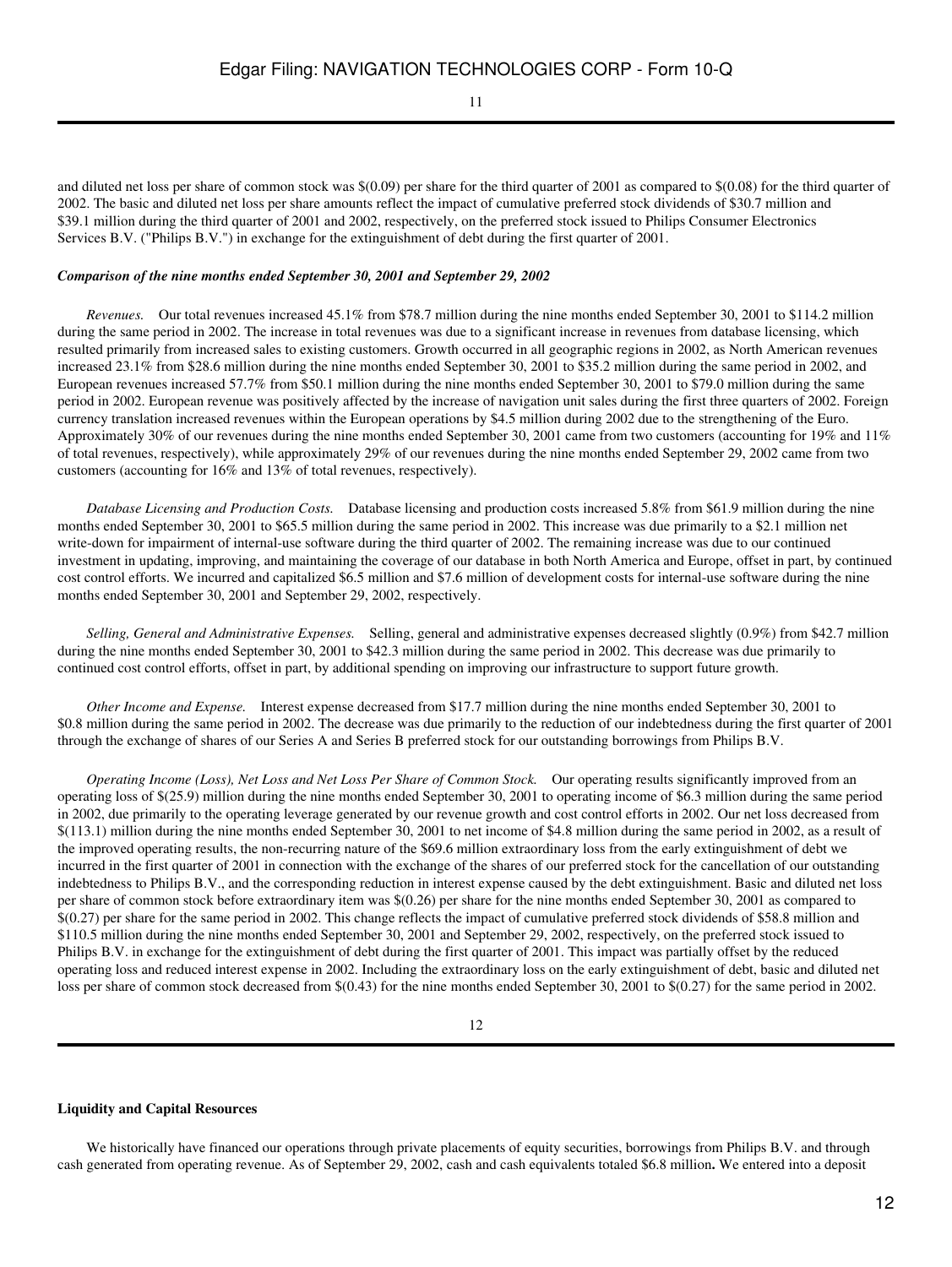and diluted net loss per share of common stock was $(0.09) per share for the third quarter of 2001 as compared to $(0.08) for the third quarter of 2002. The basic and diluted net loss per share amounts reflect the impact of cumulative preferred stock dividends of $30.7 million and $39.1 million during the third quarter of 2001 and 2002, respectively, on the preferred stock issued to Philips Consumer Electronics Services B.V. ("Philips B.V.") in exchange for the extinguishment of debt during the first quarter of 2001.

***Comparison of the nine months ended September 30, 2001 and September 29, 2002***

*Revenues.* Our total revenues increased 45.1% from $78.7 million during the nine months ended September 30, 2001 to $114.2 million during the same period in 2002. The increase in total revenues was due to a significant increase in revenues from database licensing, which resulted primarily from increased sales to existing customers. Growth occurred in all geographic regions in 2002, as North American revenues increased 23.1% from $28.6 million during the nine months ended September 30, 2001 to $35.2 million during the same period in 2002, and European revenues increased 57.7% from $50.1 million during the nine months ended September 30, 2001 to $79.0 million during the same period in 2002. European revenue was positively affected by the increase of navigation unit sales during the first three quarters of 2002. Foreign currency translation increased revenues within the European operations by $4.5 million during 2002 due to the strengthening of the Euro. Approximately 30% of our revenues during the nine months ended September 30, 2001 came from two customers (accounting for 19% and 11% of total revenues, respectively), while approximately 29% of our revenues during the nine months ended September 29, 2002 came from two customers (accounting for 16% and 13% of total revenues, respectively).

*Database Licensing and Production Costs.* Database licensing and production costs increased 5.8% from $61.9 million during the nine months ended September 30, 2001 to $65.5 million during the same period in 2002. This increase was due primarily to a $2.1 million net write-down for impairment of internal-use software during the third quarter of 2002. The remaining increase was due to our continued investment in updating, improving, and maintaining the coverage of our database in both North America and Europe, offset in part, by continued cost control efforts. We incurred and capitalized $6.5 million and $7.6 million of development costs for internal-use software during the nine months ended September 30, 2001 and September 29, 2002, respectively.

*Selling, General and Administrative Expenses.* Selling, general and administrative expenses decreased slightly (0.9%) from $42.7 million during the nine months ended September 30, 2001 to $42.3 million during the same period in 2002. This decrease was due primarily to continued cost control efforts, offset in part, by additional spending on improving our infrastructure to support future growth.

*Other Income and Expense.* Interest expense decreased from $17.7 million during the nine months ended September 30, 2001 to $0.8 million during the same period in 2002. The decrease was due primarily to the reduction of our indebtedness during the first quarter of 2001 through the exchange of shares of our Series A and Series B preferred stock for our outstanding borrowings from Philips B.V.

*Operating Income (Loss), Net Loss and Net Loss Per Share of Common Stock.* Our operating results significantly improved from an operating loss of $(25.9) million during the nine months ended September 30, 2001 to operating income of $6.3 million during the same period in 2002, due primarily to the operating leverage generated by our revenue growth and cost control efforts in 2002. Our net loss decreased from $(113.1) million during the nine months ended September 30, 2001 to net income of $4.8 million during the same period in 2002, as a result of the improved operating results, the non-recurring nature of the $69.6 million extraordinary loss from the early extinguishment of debt we incurred in the first quarter of 2001 in connection with the exchange of the shares of our preferred stock for the cancellation of our outstanding indebtedness to Philips B.V., and the corresponding reduction in interest expense caused by the debt extinguishment. Basic and diluted net loss per share of common stock before extraordinary item was $(0.26) per share for the nine months ended September 30, 2001 as compared to $(0.27) per share for the same period in 2002. This change reflects the impact of cumulative preferred stock dividends of $58.8 million and $110.5 million during the nine months ended September 30, 2001 and September 29, 2002, respectively, on the preferred stock issued to Philips B.V. in exchange for the extinguishment of debt during the first quarter of 2001. This impact was partially offset by the reduced operating loss and reduced interest expense in 2002. Including the extraordinary loss on the early extinguishment of debt, basic and diluted net loss per share of common stock decreased from $(0.43) for the nine months ended September 30, 2001 to $(0.27) for the same period in 2002.

**Liquidity and Capital Resources**

We historically have financed our operations through private placements of equity securities, borrowings from Philips B.V. and through cash generated from operating revenue. As of September 29, 2002, cash and cash equivalents totaled $6.8 million**.** We entered into a deposit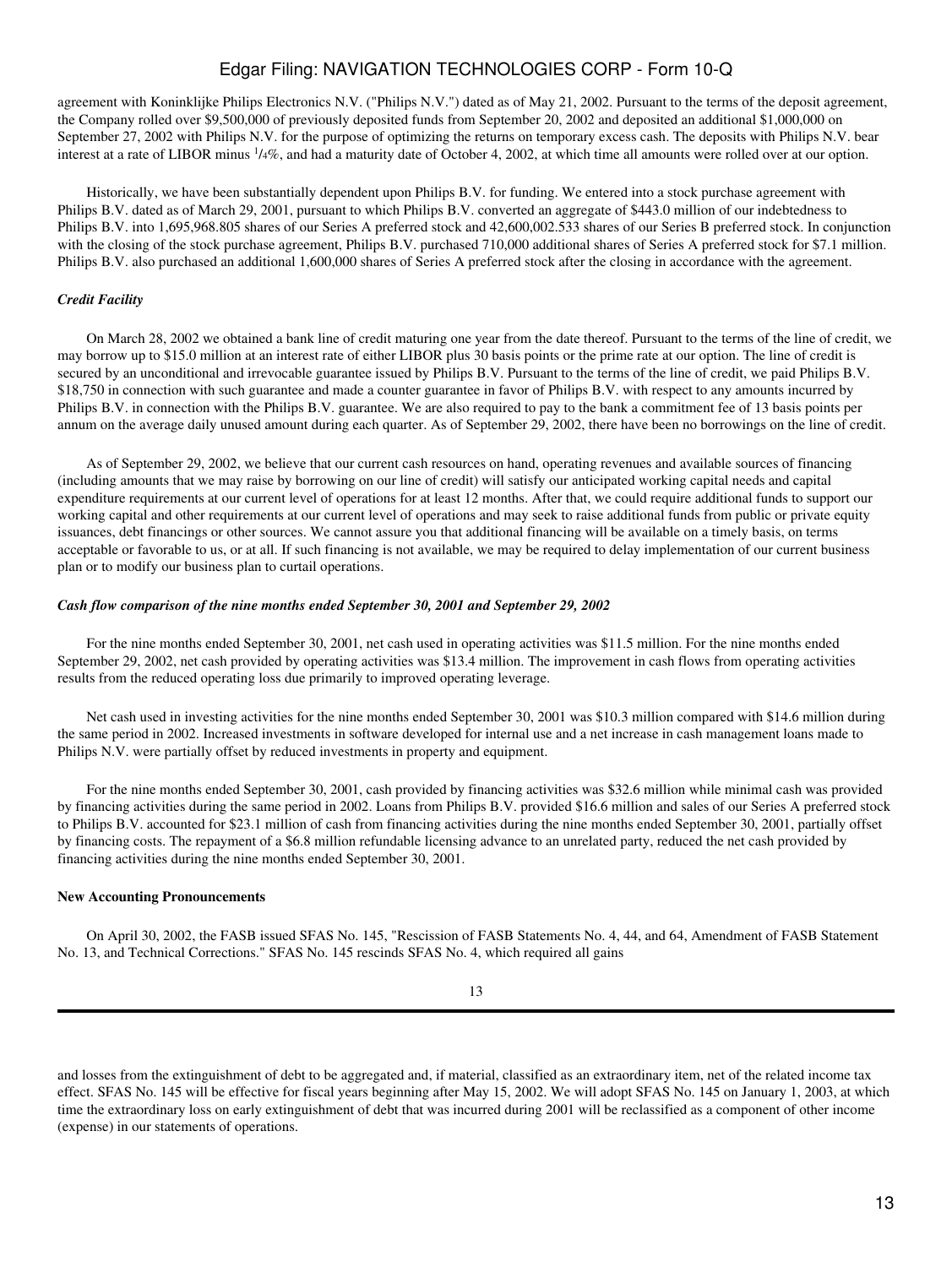agreement with Koninklijke Philips Electronics N.V. ("Philips N.V.") dated as of May 21, 2002. Pursuant to the terms of the deposit agreement, the Company rolled over $9,500,000 of previously deposited funds from September 20, 2002 and deposited an additional $1,000,000 on September 27, 2002 with Philips N.V. for the purpose of optimizing the returns on temporary excess cash. The deposits with Philips N.V. bear interest at a rate of LIBOR minus $^1/_4$%, and had a maturity date of October 4, 2002, at which time all amounts were rolled over at our option.

Historically, we have been substantially dependent upon Philips B.V. for funding. We entered into a stock purchase agreement with Philips B.V. dated as of March 29, 2001, pursuant to which Philips B.V. converted an aggregate of $443.0 million of our indebtedness to Philips B.V. into 1,695,968.805 shares of our Series A preferred stock and 42,600,002.533 shares of our Series B preferred stock. In conjunction with the closing of the stock purchase agreement, Philips B.V. purchased 710,000 additional shares of Series A preferred stock for $7.1 million. Philips B.V. also purchased an additional 1,600,000 shares of Series A preferred stock after the closing in accordance with the agreement.

***Credit Facility***

On March 28, 2002 we obtained a bank line of credit maturing one year from the date thereof. Pursuant to the terms of the line of credit, we may borrow up to $15.0 million at an interest rate of either LIBOR plus 30 basis points or the prime rate at our option. The line of credit is secured by an unconditional and irrevocable guarantee issued by Philips B.V. Pursuant to the terms of the line of credit, we paid Philips B.V. $18,750 in connection with such guarantee and made a counter guarantee in favor of Philips B.V. with respect to any amounts incurred by Philips B.V. in connection with the Philips B.V. guarantee. We are also required to pay to the bank a commitment fee of 13 basis points per annum on the average daily unused amount during each quarter. As of September 29, 2002, there have been no borrowings on the line of credit.

As of September 29, 2002, we believe that our current cash resources on hand, operating revenues and available sources of financing (including amounts that we may raise by borrowing on our line of credit) will satisfy our anticipated working capital needs and capital expenditure requirements at our current level of operations for at least 12 months. After that, we could require additional funds to support our working capital and other requirements at our current level of operations and may seek to raise additional funds from public or private equity issuances, debt financings or other sources. We cannot assure you that additional financing will be available on a timely basis, on terms acceptable or favorable to us, or at all. If such financing is not available, we may be required to delay implementation of our current business plan or to modify our business plan to curtail operations.

***Cash flow comparison of the nine months ended September 30, 2001 and September 29, 2002***

For the nine months ended September 30, 2001, net cash used in operating activities was $11.5 million. For the nine months ended September 29, 2002, net cash provided by operating activities was $13.4 million. The improvement in cash flows from operating activities results from the reduced operating loss due primarily to improved operating leverage.

Net cash used in investing activities for the nine months ended September 30, 2001 was $10.3 million compared with $14.6 million during the same period in 2002. Increased investments in software developed for internal use and a net increase in cash management loans made to Philips N.V. were partially offset by reduced investments in property and equipment.

For the nine months ended September 30, 2001, cash provided by financing activities was $32.6 million while minimal cash was provided by financing activities during the same period in 2002. Loans from Philips B.V. provided $16.6 million and sales of our Series A preferred stock to Philips B.V. accounted for $23.1 million of cash from financing activities during the nine months ended September 30, 2001, partially offset by financing costs. The repayment of a $6.8 million refundable licensing advance to an unrelated party, reduced the net cash provided by financing activities during the nine months ended September 30, 2001.

**New Accounting Pronouncements**

On April 30, 2002, the FASB issued SFAS No. 145, "Rescission of FASB Statements No. 4, 44, and 64, Amendment of FASB Statement No. 13, and Technical Corrections." SFAS No. 145 rescinds SFAS No. 4, which required all gains and losses from the extinguishment of debt to be aggregated and, if material, classified as an extraordinary item, net of the related income tax effect. SFAS No. 145 will be effective for fiscal years beginning after May 15, 2002. We will adopt SFAS No. 145 on January 1, 2003, at which time the extraordinary loss on early extinguishment of debt that was incurred during 2001 will be reclassified as a component of other income (expense) in our statements of operations.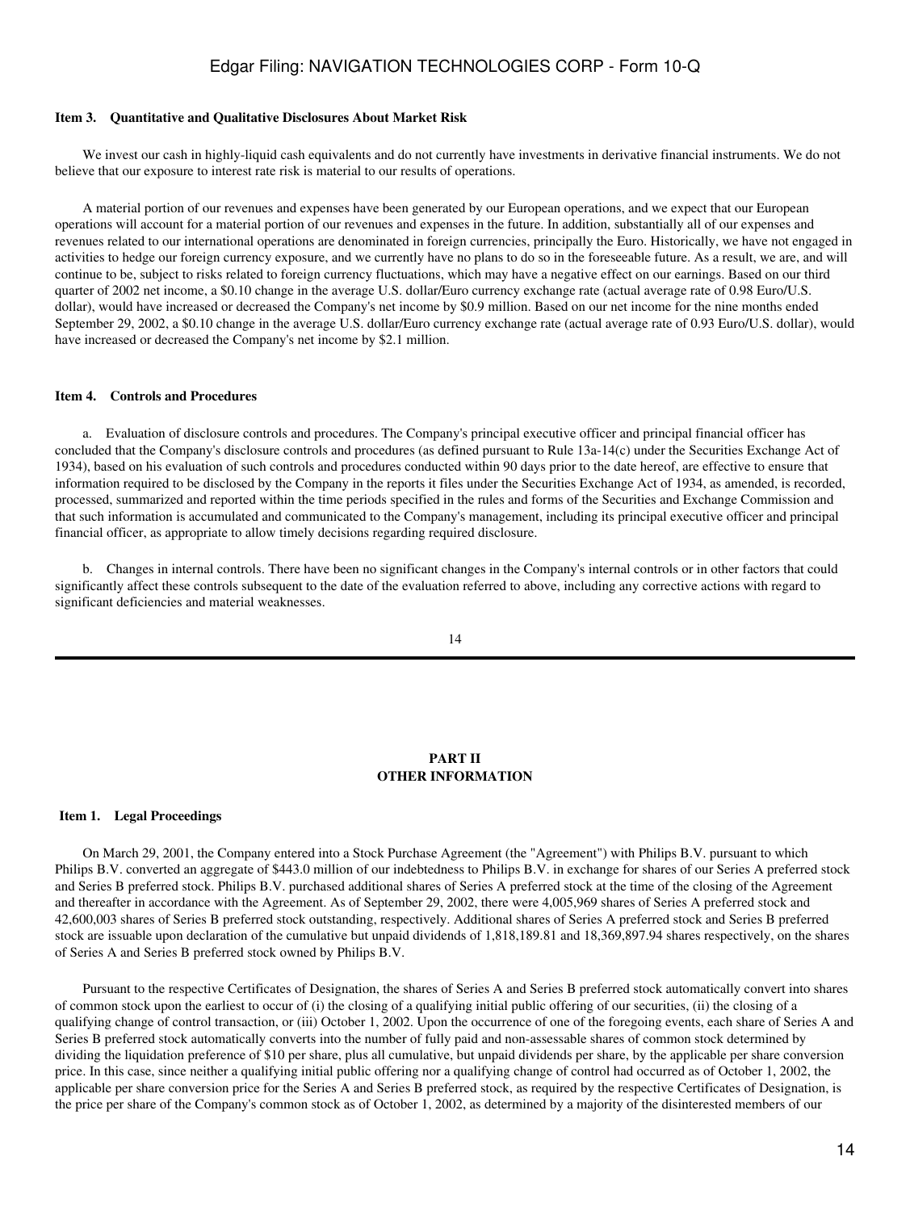#### Item 3. Quantitative and Qualitative Disclosures About Market Risk

We invest our cash in highly-liquid cash equivalents and do not currently have investments in derivative financial instruments. We do not believe that our exposure to interest rate risk is material to our results of operations.

A material portion of our revenues and expenses have been generated by our European operations, and we expect that our European operations will account for a material portion of our revenues and expenses in the future. In addition, substantially all of our expenses and revenues related to our international operations are denominated in foreign currencies, principally the Euro. Historically, we have not engaged in activities to hedge our foreign currency exposure, and we currently have no plans to do so in the foreseeable future. As a result, we are, and will continue to be, subject to risks related to foreign currency fluctuations, which may have a negative effect on our earnings. Based on our third quarter of 2002 net income, a $0.10 change in the average U.S. dollar/Euro currency exchange rate (actual average rate of 0.98 Euro/U.S. dollar), would have increased or decreased the Company's net income by $0.9 million. Based on our net income for the nine months ended September 29, 2002, a $0.10 change in the average U.S. dollar/Euro currency exchange rate (actual average rate of 0.93 Euro/U.S. dollar), would have increased or decreased the Company's net income by $2.1 million.

#### Item 4. Controls and Procedures

a. Evaluation of disclosure controls and procedures. The Company's principal executive officer and principal financial officer has concluded that the Company's disclosure controls and procedures (as defined pursuant to Rule 13a-14(c) under the Securities Exchange Act of 1934), based on his evaluation of such controls and procedures conducted within 90 days prior to the date hereof, are effective to ensure that information required to be disclosed by the Company in the reports it files under the Securities Exchange Act of 1934, as amended, is recorded, processed, summarized and reported within the time periods specified in the rules and forms of the Securities and Exchange Commission and that such information is accumulated and communicated to the Company's management, including its principal executive officer and principal financial officer, as appropriate to allow timely decisions regarding required disclosure.

b. Changes in internal controls. There have been no significant changes in the Company's internal controls or in other factors that could significantly affect these controls subsequent to the date of the evaluation referred to above, including any corrective actions with regard to significant deficiencies and material weaknesses.

## PART II
## OTHER INFORMATION

#### Item 1. Legal Proceedings

On March 29, 2001, the Company entered into a Stock Purchase Agreement (the "Agreement") with Philips B.V. pursuant to which Philips B.V. converted an aggregate of $443.0 million of our indebtedness to Philips B.V. in exchange for shares of our Series A preferred stock and Series B preferred stock. Philips B.V. purchased additional shares of Series A preferred stock at the time of the closing of the Agreement and thereafter in accordance with the Agreement. As of September 29, 2002, there were 4,005,969 shares of Series A preferred stock and 42,600,003 shares of Series B preferred stock outstanding, respectively. Additional shares of Series A preferred stock and Series B preferred stock are issuable upon declaration of the cumulative but unpaid dividends of 1,818,189.81 and 18,369,897.94 shares respectively, on the shares of Series A and Series B preferred stock owned by Philips B.V.

Pursuant to the respective Certificates of Designation, the shares of Series A and Series B preferred stock automatically convert into shares of common stock upon the earliest to occur of (i) the closing of a qualifying initial public offering of our securities, (ii) the closing of a qualifying change of control transaction, or (iii) October 1, 2002. Upon the occurrence of one of the foregoing events, each share of Series A and Series B preferred stock automatically converts into the number of fully paid and non-assessable shares of common stock determined by dividing the liquidation preference of $10 per share, plus all cumulative, but unpaid dividends per share, by the applicable per share conversion price. In this case, since neither a qualifying initial public offering nor a qualifying change of control had occurred as of October 1, 2002, the applicable per share conversion price for the Series A and Series B preferred stock, as required by the respective Certificates of Designation, is the price per share of the Company's common stock as of October 1, 2002, as determined by a majority of the disinterested members of our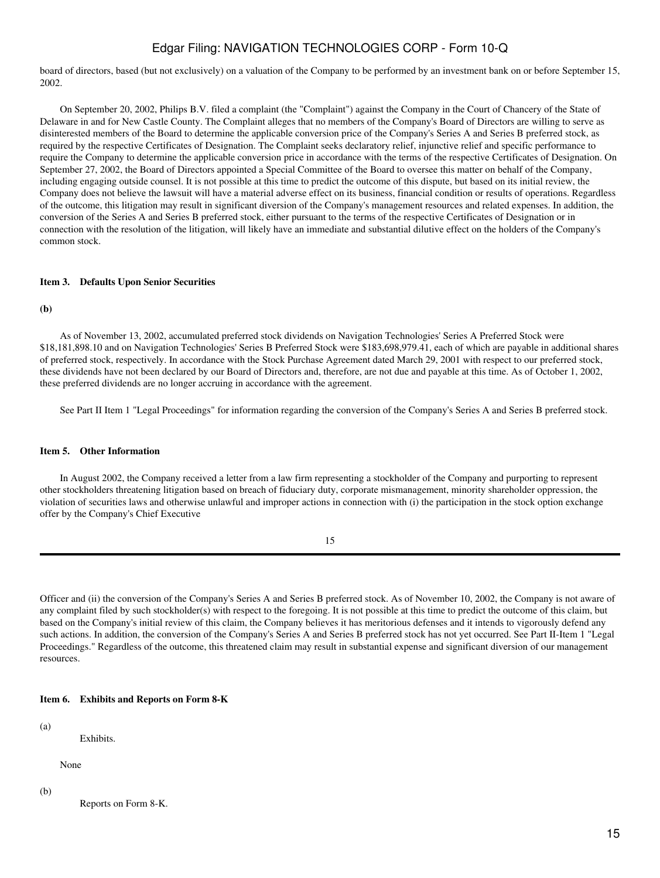board of directors, based (but not exclusively) on a valuation of the Company to be performed by an investment bank on or before September 15, 2002.

On September 20, 2002, Philips B.V. filed a complaint (the "Complaint") against the Company in the Court of Chancery of the State of Delaware in and for New Castle County. The Complaint alleges that no members of the Company's Board of Directors are willing to serve as disinterested members of the Board to determine the applicable conversion price of the Company's Series A and Series B preferred stock, as required by the respective Certificates of Designation. The Complaint seeks declaratory relief, injunctive relief and specific performance to require the Company to determine the applicable conversion price in accordance with the terms of the respective Certificates of Designation. On September 27, 2002, the Board of Directors appointed a Special Committee of the Board to oversee this matter on behalf of the Company, including engaging outside counsel. It is not possible at this time to predict the outcome of this dispute, but based on its initial review, the Company does not believe the lawsuit will have a material adverse effect on its business, financial condition or results of operations. Regardless of the outcome, this litigation may result in significant diversion of the Company's management resources and related expenses. In addition, the conversion of the Series A and Series B preferred stock, either pursuant to the terms of the respective Certificates of Designation or in connection with the resolution of the litigation, will likely have an immediate and substantial dilutive effect on the holders of the Company's common stock.

**Item 3. Defaults Upon Senior Securities**

**(b)**

As of November 13, 2002, accumulated preferred stock dividends on Navigation Technologies' Series A Preferred Stock were $18,181,898.10 and on Navigation Technologies' Series B Preferred Stock were $183,698,979.41, each of which are payable in additional shares of preferred stock, respectively. In accordance with the Stock Purchase Agreement dated March 29, 2001 with respect to our preferred stock, these dividends have not been declared by our Board of Directors and, therefore, are not due and payable at this time. As of October 1, 2002, these preferred dividends are no longer accruing in accordance with the agreement.

See Part II Item 1 "Legal Proceedings" for information regarding the conversion of the Company's Series A and Series B preferred stock.

**Item 5. Other Information**

In August 2002, the Company received a letter from a law firm representing a stockholder of the Company and purporting to represent other stockholders threatening litigation based on breach of fiduciary duty, corporate mismanagement, minority shareholder oppression, the violation of securities laws and otherwise unlawful and improper actions in connection with (i) the participation in the stock option exchange offer by the Company's Chief Executive Officer and (ii) the conversion of the Company's Series A and Series B preferred stock. As of November 10, 2002, the Company is not aware of any complaint filed by such stockholder(s) with respect to the foregoing. It is not possible at this time to predict the outcome of this claim, but based on the Company's initial review of this claim, the Company believes it has meritorious defenses and it intends to vigorously defend any such actions. In addition, the conversion of the Company's Series A and Series B preferred stock has not yet occurred. See Part II-Item 1 "Legal Proceedings." Regardless of the outcome, this threatened claim may result in substantial expense and significant diversion of our management resources.

**Item 6. Exhibits and Reports on Form 8-K**

(a) Exhibits.

None

(b) Reports on Form 8-K.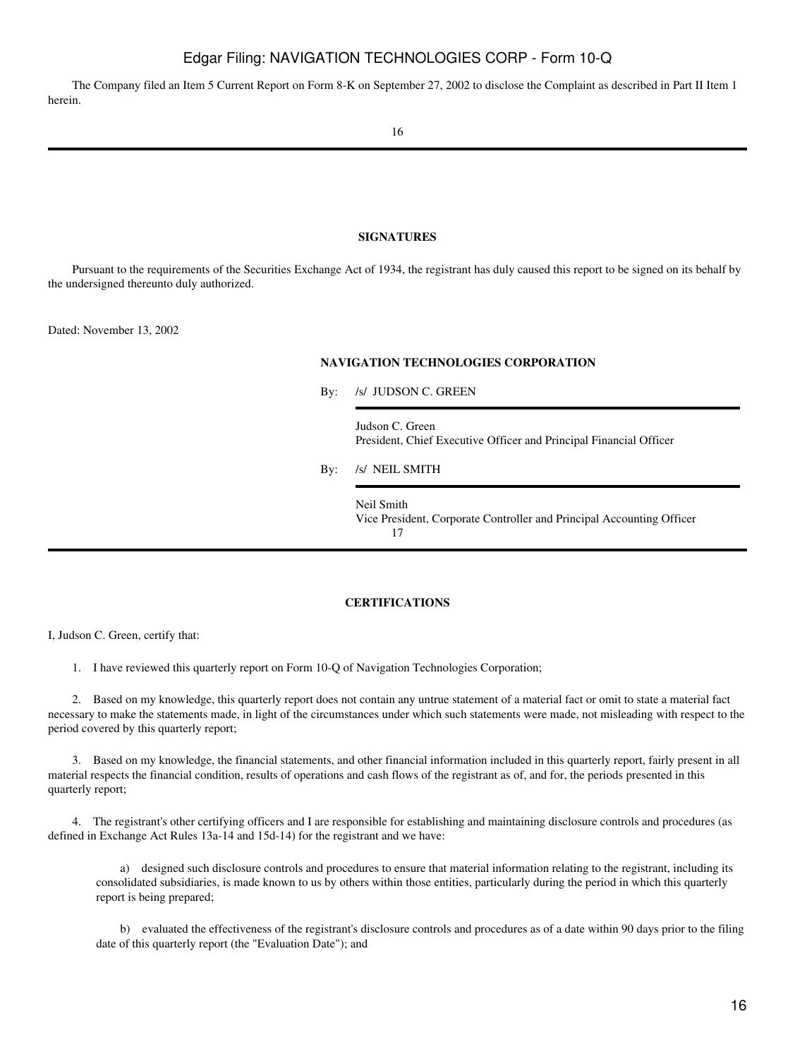The Company filed an Item 5 Current Report on Form 8-K on September 27, 2002 to disclose the Complaint as described in Part II Item 1 herein.

## SIGNATURES

Pursuant to the requirements of the Securities Exchange Act of 1934, the registrant has duly caused this report to be signed on its behalf by the undersigned thereunto duly authorized.

Dated: November 13, 2002

**NAVIGATION TECHNOLOGIES CORPORATION**

By: /s/ JUDSON C. GREEN

Judson C. Green
President, Chief Executive Officer and Principal Financial Officer

By: /s/ NEIL SMITH

Neil Smith
Vice President, Corporate Controller and Principal Accounting Officer

## CERTIFICATIONS

I, Judson C. Green, certify that:

1. I have reviewed this quarterly report on Form 10-Q of Navigation Technologies Corporation;

2. Based on my knowledge, this quarterly report does not contain any untrue statement of a material fact or omit to state a material fact necessary to make the statements made, in light of the circumstances under which such statements were made, not misleading with respect to the period covered by this quarterly report;

3. Based on my knowledge, the financial statements, and other financial information included in this quarterly report, fairly present in all material respects the financial condition, results of operations and cash flows of the registrant as of, and for, the periods presented in this quarterly report;

4. The registrant's other certifying officers and I are responsible for establishing and maintaining disclosure controls and procedures (as defined in Exchange Act Rules 13a-14 and 15d-14) for the registrant and we have:

   a) designed such disclosure controls and procedures to ensure that material information relating to the registrant, including its consolidated subsidiaries, is made known to us by others within those entities, particularly during the period in which this quarterly report is being prepared;

   b) evaluated the effectiveness of the registrant's disclosure controls and procedures as of a date within 90 days prior to the filing date of this quarterly report (the "Evaluation Date"); and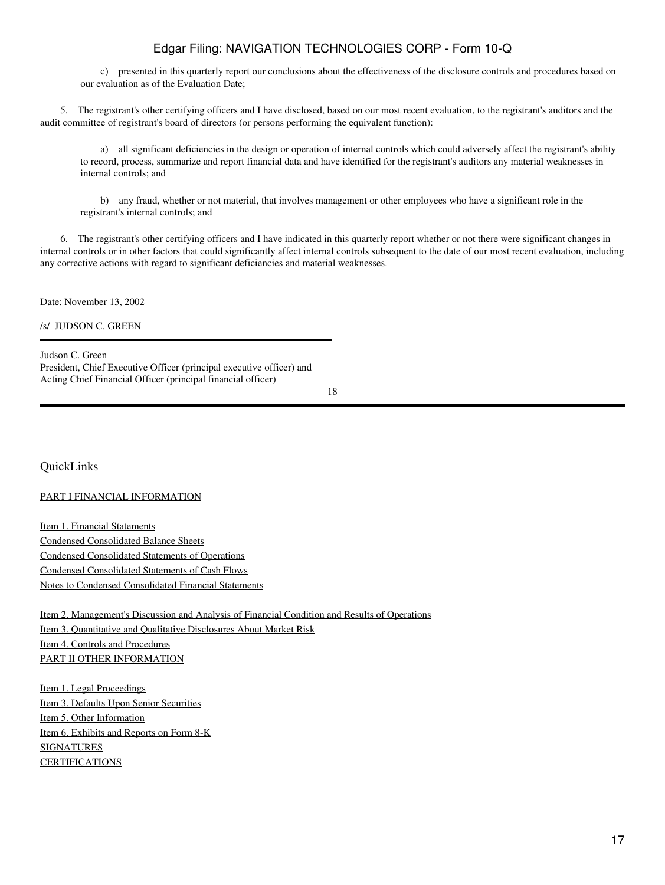c) presented in this quarterly report our conclusions about the effectiveness of the disclosure controls and procedures based on our evaluation as of the Evaluation Date;

5. The registrant's other certifying officers and I have disclosed, based on our most recent evaluation, to the registrant's auditors and the audit committee of registrant's board of directors (or persons performing the equivalent function):

a) all significant deficiencies in the design or operation of internal controls which could adversely affect the registrant's ability to record, process, summarize and report financial data and have identified for the registrant's auditors any material weaknesses in internal controls; and

b) any fraud, whether or not material, that involves management or other employees who have a significant role in the registrant's internal controls; and

6. The registrant's other certifying officers and I have indicated in this quarterly report whether or not there were significant changes in internal controls or in other factors that could significantly affect internal controls subsequent to the date of our most recent evaluation, including any corrective actions with regard to significant deficiencies and material weaknesses.

Date: November 13, 2002

/s/ JUDSON C. GREEN

Judson C. Green
President, Chief Executive Officer (principal executive officer) and
Acting Chief Financial Officer (principal financial officer)

18

QuickLinks

PART I FINANCIAL INFORMATION

Item 1. Financial Statements
Condensed Consolidated Balance Sheets
Condensed Consolidated Statements of Operations
Condensed Consolidated Statements of Cash Flows
Notes to Condensed Consolidated Financial Statements

Item 2. Management's Discussion and Analysis of Financial Condition and Results of Operations
Item 3. Quantitative and Qualitative Disclosures About Market Risk
Item 4. Controls and Procedures
PART II OTHER INFORMATION

Item 1. Legal Proceedings
Item 3. Defaults Upon Senior Securities
Item 5. Other Information
Item 6. Exhibits and Reports on Form 8-K
SIGNATURES
CERTIFICATIONS